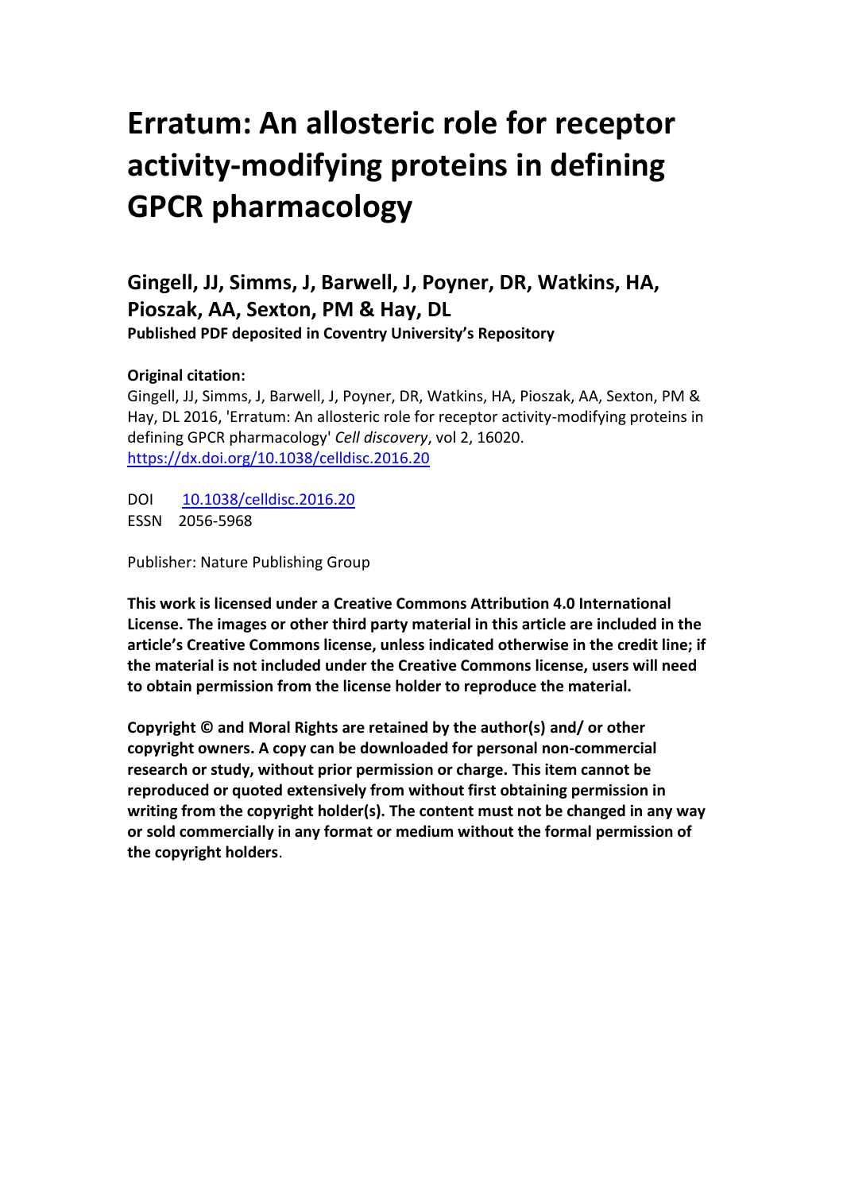# Erratum: An allosteric role for receptor activity-modifying proteins in defining GPCR pharmacology

## Gingell, JJ, Simms, J, Barwell, J, Poyner, DR, Watkins, HA, Pioszak, AA, Sexton, PM & Hay, DL

**Published PDF deposited in Coventry University's Repository**

**Original citation:**

Gingell, JJ, Simms, J, Barwell, J, Poyner, DR, Watkins, HA, Pioszak, AA, Sexton, PM & Hay, DL 2016, 'Erratum: An allosteric role for receptor activity-modifying proteins in defining GPCR pharmacology' *Cell discovery*, vol 2, 16020.
https://dx.doi.org/10.1038/celldisc.2016.20

DOI 10.1038/celldisc.2016.20
ESSN 2056-5968

Publisher: Nature Publishing Group

**This work is licensed under a Creative Commons Attribution 4.0 International License. The images or other third party material in this article are included in the article's Creative Commons license, unless indicated otherwise in the credit line; if the material is not included under the Creative Commons license, users will need to obtain permission from the license holder to reproduce the material.**

**Copyright © and Moral Rights are retained by the author(s) and/ or other copyright owners. A copy can be downloaded for personal non-commercial research or study, without prior permission or charge. This item cannot be reproduced or quoted extensively from without first obtaining permission in writing from the copyright holder(s). The content must not be changed in any way or sold commercially in any format or medium without the formal permission of the copyright holders**.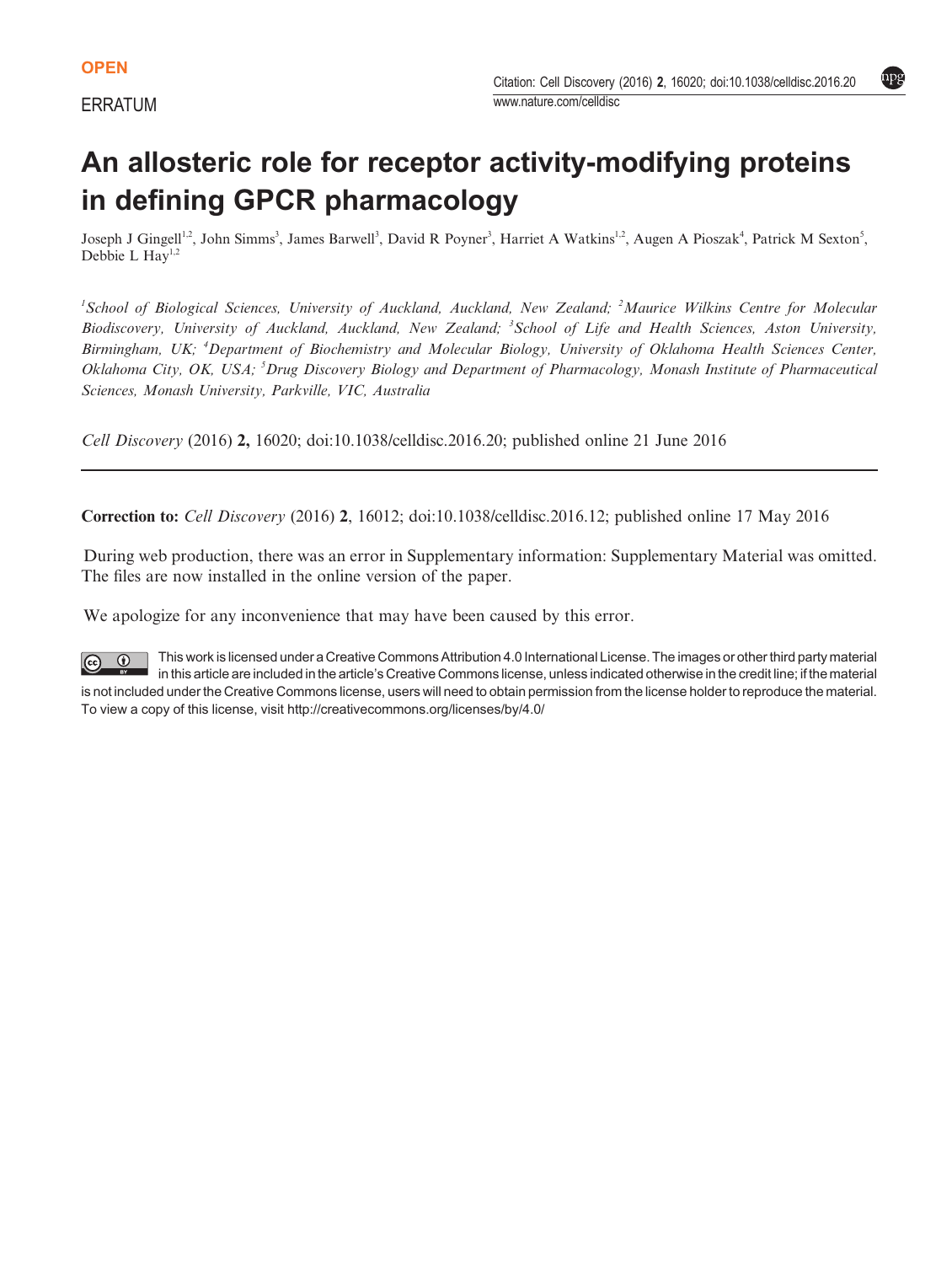OPEN

ERRATUM

# An allosteric role for receptor activity-modifying proteins in defining GPCR pharmacology

Joseph J Gingell[1,2], John Simms[3], James Barwell[3], David R Poyner[3], Harriet A Watkins[1,2], Augen A Pioszak[4], Patrick M Sexton[5], Debbie L Hay[1,2]

*[1]School of Biological Sciences, University of Auckland, Auckland, New Zealand; [2]Maurice Wilkins Centre for Molecular Biodiscovery, University of Auckland, Auckland, New Zealand; [3]School of Life and Health Sciences, Aston University, Birmingham, UK; [4]Department of Biochemistry and Molecular Biology, University of Oklahoma Health Sciences Center, Oklahoma City, OK, USA; [5]Drug Discovery Biology and Department of Pharmacology, Monash Institute of Pharmaceutical Sciences, Monash University, Parkville, VIC, Australia*

*Cell Discovery* (2016) **2,** 16020; doi:10.1038/celldisc.2016.20; published online 21 June 2016

---

**Correction to:** *Cell Discovery* (2016) **2**, 16012; doi:10.1038/celldisc.2016.12; published online 17 May 2016

During web production, there was an error in Supplementary information: Supplementary Material was omitted. The files are now installed in the online version of the paper.

We apologize for any inconvenience that may have been caused by this error.

This work is licensed under a Creative Commons Attribution 4.0 International License. The images or other third party material in this article are included in the article's Creative Commons license, unless indicated otherwise in the credit line; if the material is not included under the Creative Commons license, users will need to obtain permission from the license holder to reproduce the material. To view a copy of this license, visit http://creativecommons.org/licenses/by/4.0/